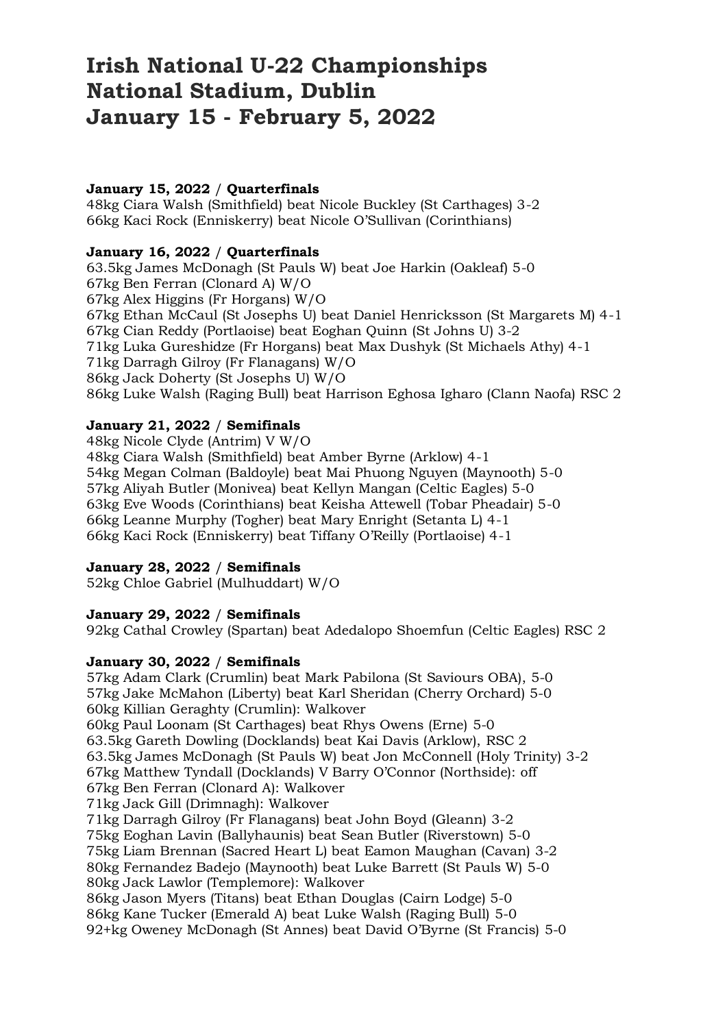# Irish National U-22 Championships
# National Stadium, Dublin
# January 15 - February 5, 2022

**January 15, 2022** / **Quarterfinals**
48kg Ciara Walsh (Smithfield) beat Nicole Buckley (St Carthages) 3-2
66kg Kaci Rock (Enniskerry) beat Nicole O'Sullivan (Corinthians)

**January 16, 2022** / **Quarterfinals**
63.5kg James McDonagh (St Pauls W) beat Joe Harkin (Oakleaf) 5-0
67kg Ben Ferran (Clonard A) W/O
67kg Alex Higgins (Fr Horgans) W/O
67kg Ethan McCaul (St Josephs U) beat Daniel Henricksson (St Margarets M) 4-1
67kg Cian Reddy (Portlaoise) beat Eoghan Quinn (St Johns U) 3-2
71kg Luka Gureshidze (Fr Horgans) beat Max Dushyk (St Michaels Athy) 4-1
71kg Darragh Gilroy (Fr Flanagans) W/O
86kg Jack Doherty (St Josephs U) W/O
86kg Luke Walsh (Raging Bull) beat Harrison Eghosa Igharo (Clann Naofa) RSC 2

**January 21, 2022** / **Semifinals**
48kg Nicole Clyde (Antrim) V W/O
48kg Ciara Walsh (Smithfield) beat Amber Byrne (Arklow) 4-1
54kg Megan Colman (Baldoyle) beat Mai Phuong Nguyen (Maynooth) 5-0
57kg Aliyah Butler (Monivea) beat Kellyn Mangan (Celtic Eagles) 5-0
63kg Eve Woods (Corinthians) beat Keisha Attewell (Tobar Pheadair) 5-0
66kg Leanne Murphy (Togher) beat Mary Enright (Setanta L) 4-1
66kg Kaci Rock (Enniskerry) beat Tiffany O'Reilly (Portlaoise) 4-1

**January 28, 2022** / **Semifinals**
52kg Chloe Gabriel (Mulhuddart) W/O

**January 29, 2022** / **Semifinals**
92kg Cathal Crowley (Spartan) beat Adedalopo Shoemfun (Celtic Eagles) RSC 2

**January 30, 2022** / **Semifinals**
57kg Adam Clark (Crumlin) beat Mark Pabilona (St Saviours OBA), 5-0
57kg Jake McMahon (Liberty) beat Karl Sheridan (Cherry Orchard) 5-0
60kg Killian Geraghty (Crumlin): Walkover
60kg Paul Loonam (St Carthages) beat Rhys Owens (Erne) 5-0
63.5kg Gareth Dowling (Docklands) beat Kai Davis (Arklow), RSC 2
63.5kg James McDonagh (St Pauls W) beat Jon McConnell (Holy Trinity) 3-2
67kg Matthew Tyndall (Docklands) V Barry O'Connor (Northside): off
67kg Ben Ferran (Clonard A): Walkover
71kg Jack Gill (Drimnagh): Walkover
71kg Darragh Gilroy (Fr Flanagans) beat John Boyd (Gleann) 3-2
75kg Eoghan Lavin (Ballyhaunis) beat Sean Butler (Riverstown) 5-0
75kg Liam Brennan (Sacred Heart L) beat Eamon Maughan (Cavan) 3-2
80kg Fernandez Badejo (Maynooth) beat Luke Barrett (St Pauls W) 5-0
80kg Jack Lawlor (Templemore): Walkover
86kg Jason Myers (Titans) beat Ethan Douglas (Cairn Lodge) 5-0
86kg Kane Tucker (Emerald A) beat Luke Walsh (Raging Bull) 5-0
92+kg Oweney McDonagh (St Annes) beat David O'Byrne (St Francis) 5-0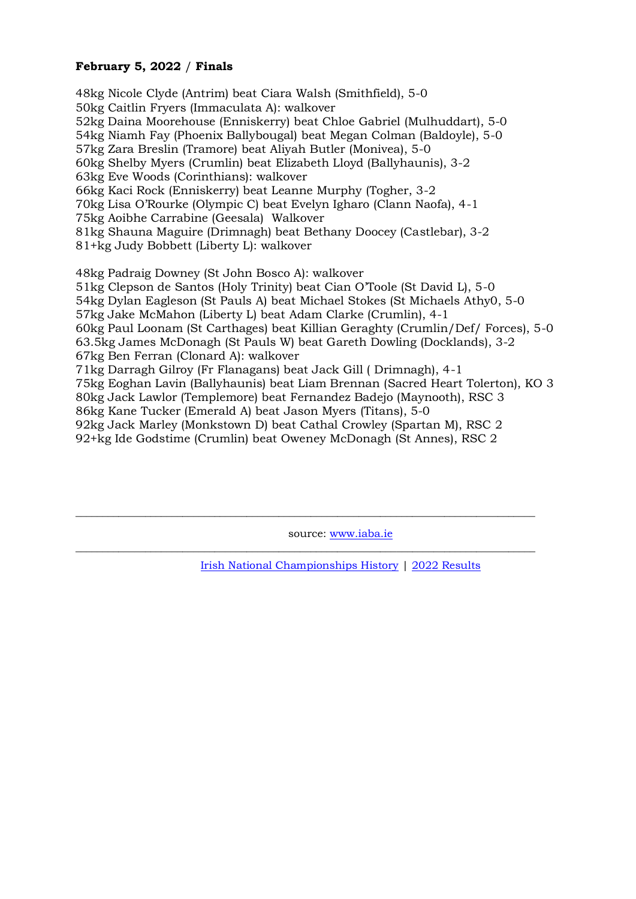**February 5, 2022 / Finals**

48kg Nicole Clyde (Antrim) beat Ciara Walsh (Smithfield), 5-0
50kg Caitlin Fryers (Immaculata A): walkover
52kg Daina Moorehouse (Enniskerry) beat Chloe Gabriel (Mulhuddart), 5-0
54kg Niamh Fay (Phoenix Ballybougal) beat Megan Colman (Baldoyle), 5-0
57kg Zara Breslin (Tramore) beat Aliyah Butler (Monivea), 5-0
60kg Shelby Myers (Crumlin) beat Elizabeth Lloyd (Ballyhaunis), 3-2
63kg Eve Woods (Corinthians): walkover
66kg Kaci Rock (Enniskerry) beat Leanne Murphy (Togher, 3-2
70kg Lisa O'Rourke (Olympic C) beat Evelyn Igharo (Clann Naofa), 4-1
75kg Aoibhe Carrabine (Geesala)  Walkover
81kg Shauna Maguire (Drimnagh) beat Bethany Doocey (Castlebar), 3-2
81+kg Judy Bobbett (Liberty L): walkover

48kg Padraig Downey (St John Bosco A): walkover
51kg Clepson de Santos (Holy Trinity) beat Cian O'Toole (St David L), 5-0
54kg Dylan Eagleson (St Pauls A) beat Michael Stokes (St Michaels Athy0, 5-0
57kg Jake McMahon (Liberty L) beat Adam Clarke (Crumlin), 4-1
60kg Paul Loonam (St Carthages) beat Killian Geraghty (Crumlin/Def/ Forces), 5-0
63.5kg James McDonagh (St Pauls W) beat Gareth Dowling (Docklands), 3-2
67kg Ben Ferran (Clonard A): walkover
71kg Darragh Gilroy (Fr Flanagans) beat Jack Gill ( Drimnagh), 4-1
75kg Eoghan Lavin (Ballyhaunis) beat Liam Brennan (Sacred Heart Tolerton), KO 3
80kg Jack Lawlor (Templemore) beat Fernandez Badejo (Maynooth), RSC 3
86kg Kane Tucker (Emerald A) beat Jason Myers (Titans), 5-0
92kg Jack Marley (Monkstown D) beat Cathal Crowley (Spartan M), RSC 2
92+kg Ide Godstime (Crumlin) beat Oweney McDonagh (St Annes), RSC 2

---

source: [www.iaba.ie](http://www.iaba.ie)

---

[Irish National Championships History](#) | [2022 Results](#)